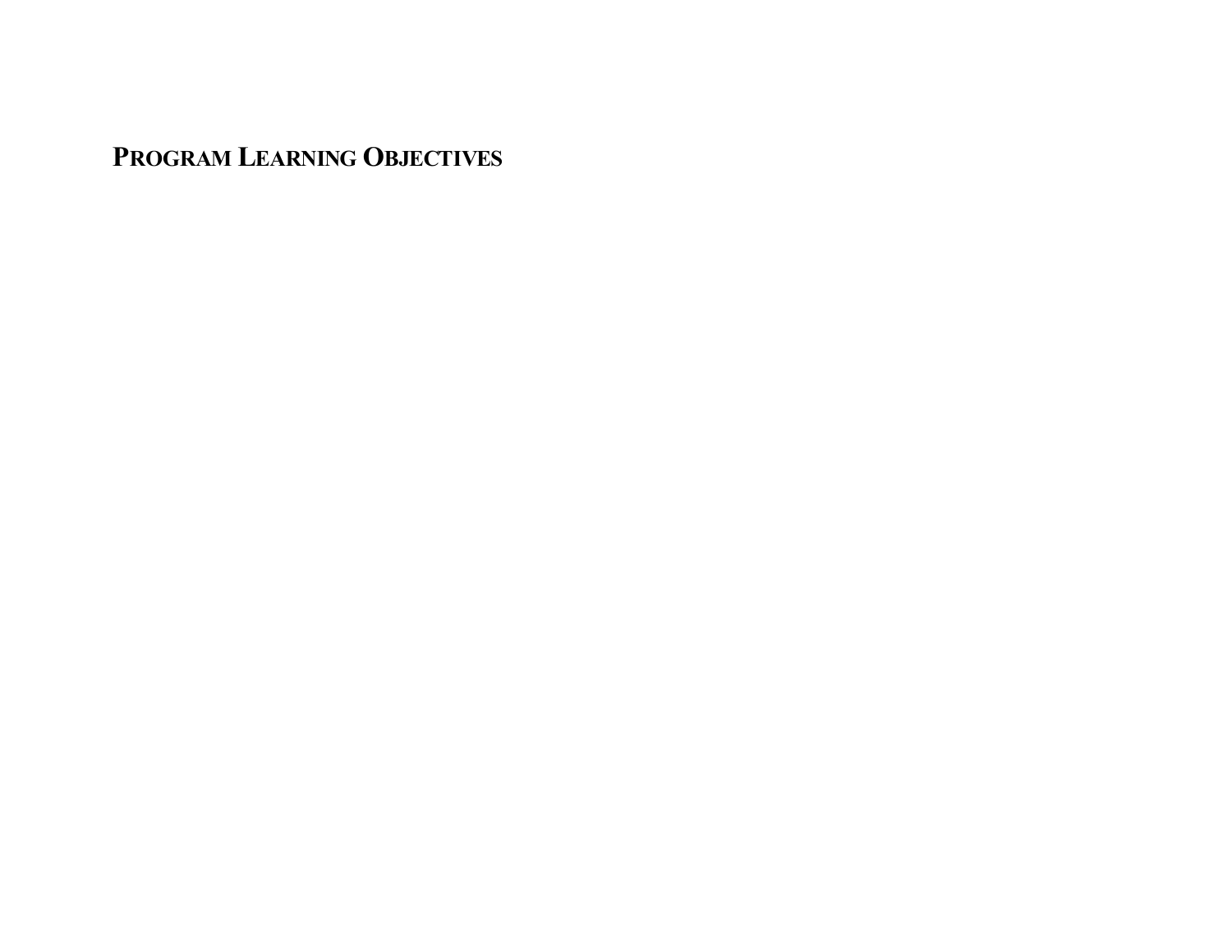# PROGRAM LEARNING OBJECTIVES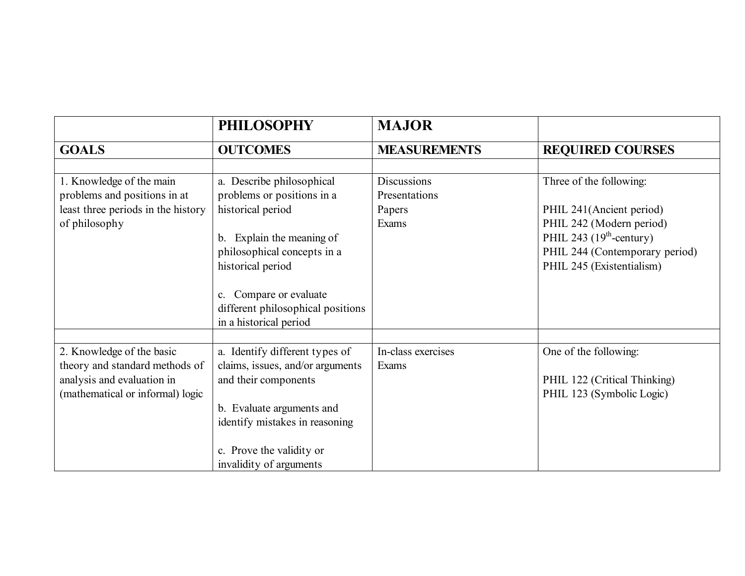| | PHILOSOPHY | MAJOR | |
|---|---|---|---|
| **GOALS** | **OUTCOMES** | **MEASUREMENTS** | **REQUIRED COURSES** |
| | | | |
| 1. Knowledge of the main problems and positions in at least three periods in the history of philosophy | a. Describe philosophical problems or positions in a historical period<br><br>b. Explain the meaning of philosophical concepts in a historical period<br><br>c. Compare or evaluate different philosophical positions in a historical period | Discussions<br>Presentations<br>Papers<br>Exams | Three of the following:<br><br>PHIL 241(Ancient period)<br>PHIL 242 (Modern period)<br>PHIL 243 (19th-century)<br>PHIL 244 (Contemporary period)<br>PHIL 245 (Existentialism) |
| | | | |
| 2. Knowledge of the basic theory and standard methods of analysis and evaluation in (mathematical or informal) logic | a. Identify different types of claims, issues, and/or arguments and their components<br><br>b. Evaluate arguments and identify mistakes in reasoning<br><br>c. Prove the validity or invalidity of arguments | In-class exercises<br>Exams | One of the following:<br><br>PHIL 122 (Critical Thinking)<br>PHIL 123 (Symbolic Logic) |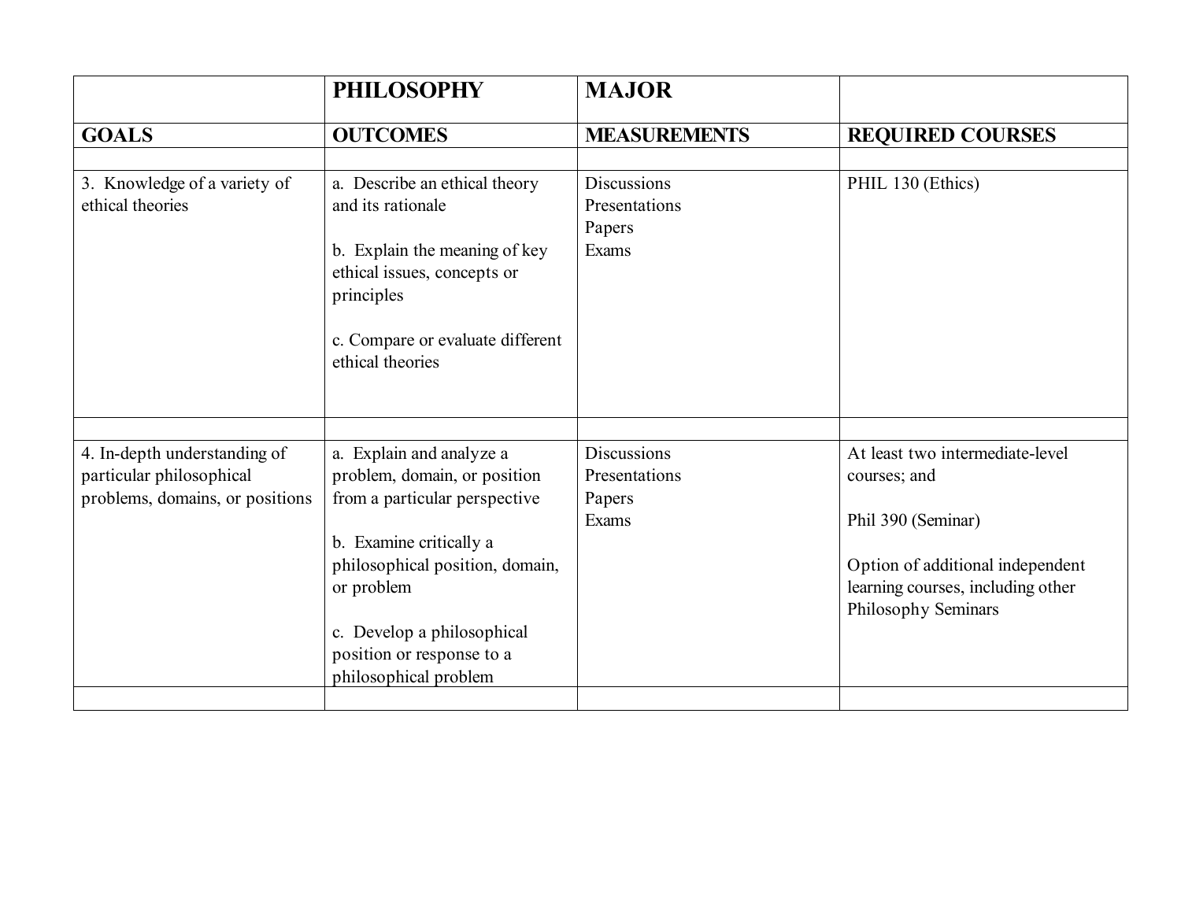| | PHILOSOPHY | MAJOR | |
|---|---|---|---|
| **GOALS** | **OUTCOMES** | **MEASUREMENTS** | **REQUIRED COURSES** |
| | | | |
| 3. Knowledge of a variety of ethical theories | a. Describe an ethical theory and its rationale<br><br>b. Explain the meaning of key ethical issues, concepts or principles<br><br>c. Compare or evaluate different ethical theories | Discussions<br>Presentations<br>Papers<br>Exams | PHIL 130 (Ethics) |
| | | | |
| 4. In-depth understanding of particular philosophical problems, domains, or positions | a. Explain and analyze a problem, domain, or position from a particular perspective<br><br>b. Examine critically a philosophical position, domain, or problem<br><br>c. Develop a philosophical position or response to a philosophical problem | Discussions<br>Presentations<br>Papers<br>Exams | At least two intermediate-level courses; and<br><br>Phil 390 (Seminar)<br><br>Option of additional independent learning courses, including other Philosophy Seminars |
| | | | |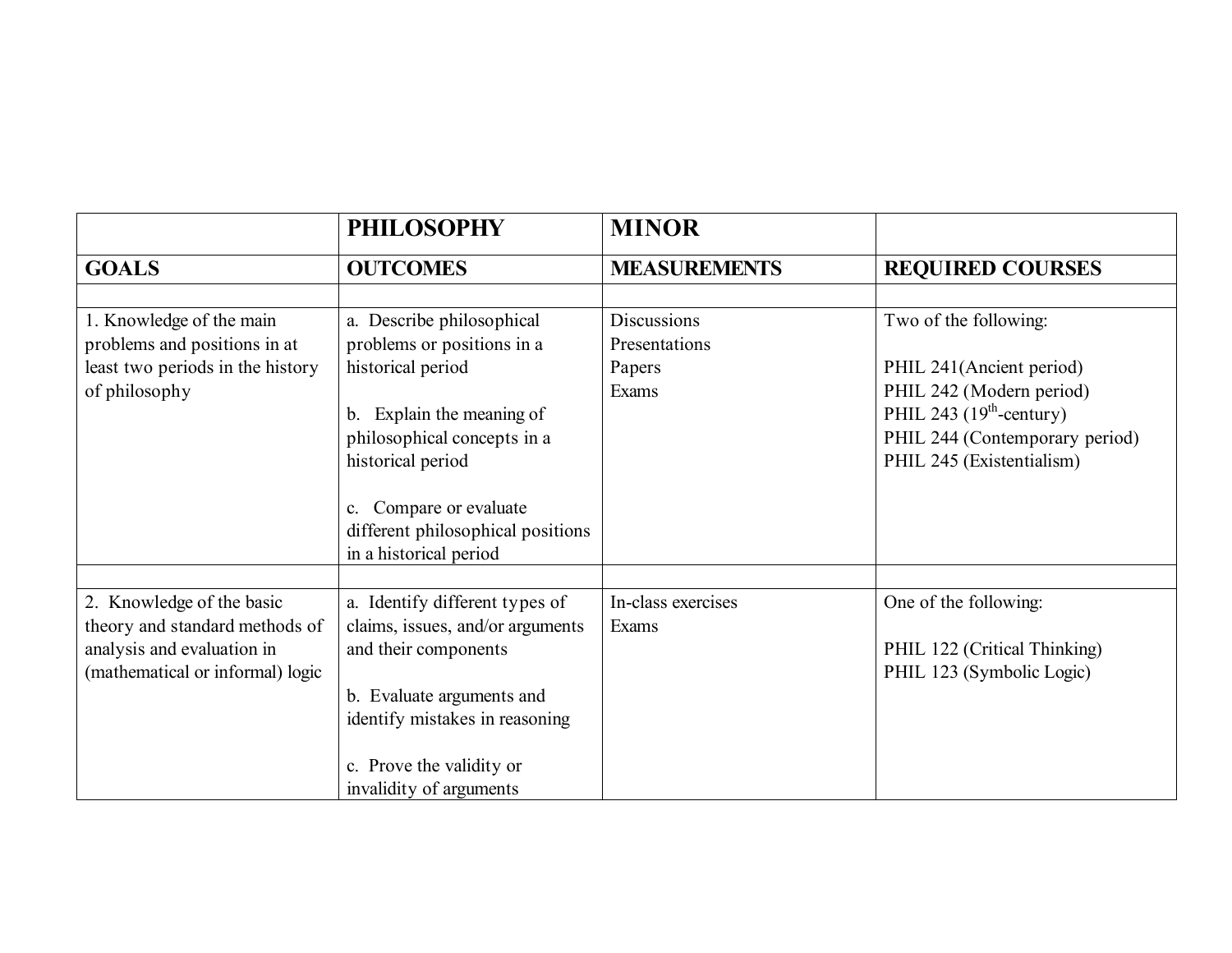| | PHILOSOPHY | MINOR | |
|---|---|---|---|
| **GOALS** | **OUTCOMES** | **MEASUREMENTS** | **REQUIRED COURSES** |
| | | | |
| 1. Knowledge of the main problems and positions in at least two periods in the history of philosophy | a. Describe philosophical problems or positions in a historical period<br><br>b. Explain the meaning of philosophical concepts in a historical period<br><br>c. Compare or evaluate different philosophical positions in a historical period | Discussions<br>Presentations<br>Papers<br>Exams | Two of the following:<br><br>PHIL 241(Ancient period)<br>PHIL 242 (Modern period)<br>PHIL 243 (19th-century)<br>PHIL 244 (Contemporary period)<br>PHIL 245 (Existentialism) |
| | | | |
| 2. Knowledge of the basic theory and standard methods of analysis and evaluation in (mathematical or informal) logic | a. Identify different types of claims, issues, and/or arguments and their components<br><br>b. Evaluate arguments and identify mistakes in reasoning<br><br>c. Prove the validity or invalidity of arguments | In-class exercises<br>Exams | One of the following:<br><br>PHIL 122 (Critical Thinking)<br>PHIL 123 (Symbolic Logic) |